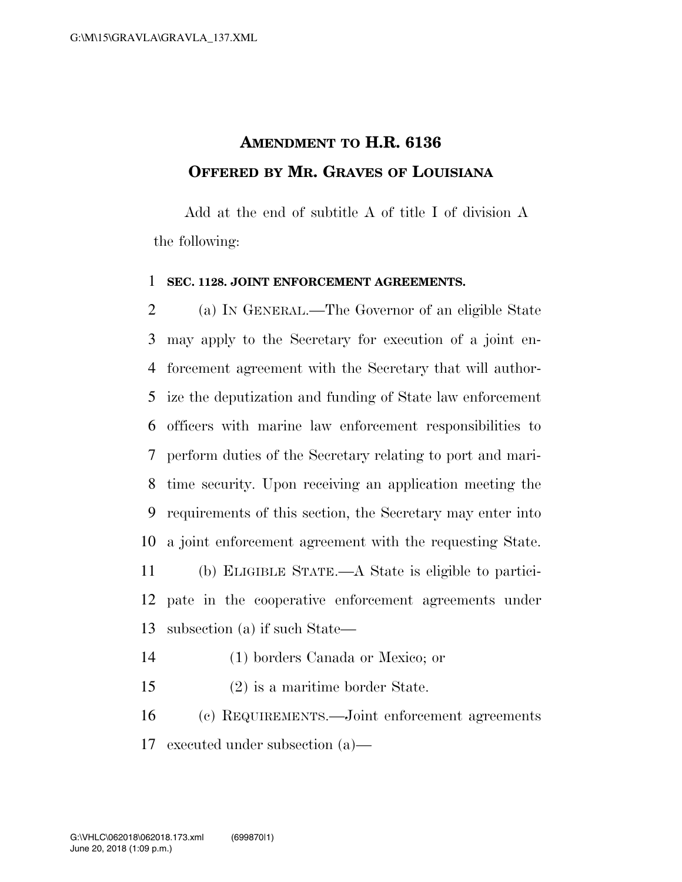# AMENDMENT TO H.R. 6136
## OFFERED BY MR. GRAVES OF LOUISIANA

Add at the end of subtitle A of title I of division A the following:

**SEC. 1128. JOINT ENFORCEMENT AGREEMENTS.**

(a) IN GENERAL.—The Governor of an eligible State may apply to the Secretary for execution of a joint enforcement agreement with the Secretary that will authorize the deputization and funding of State law enforcement officers with marine law enforcement responsibilities to perform duties of the Secretary relating to port and maritime security. Upon receiving an application meeting the requirements of this section, the Secretary may enter into a joint enforcement agreement with the requesting State.

(b) ELIGIBLE STATE.—A State is eligible to participate in the cooperative enforcement agreements under subsection (a) if such State—

(1) borders Canada or Mexico; or

(2) is a maritime border State.

(c) REQUIREMENTS.—Joint enforcement agreements executed under subsection (a)—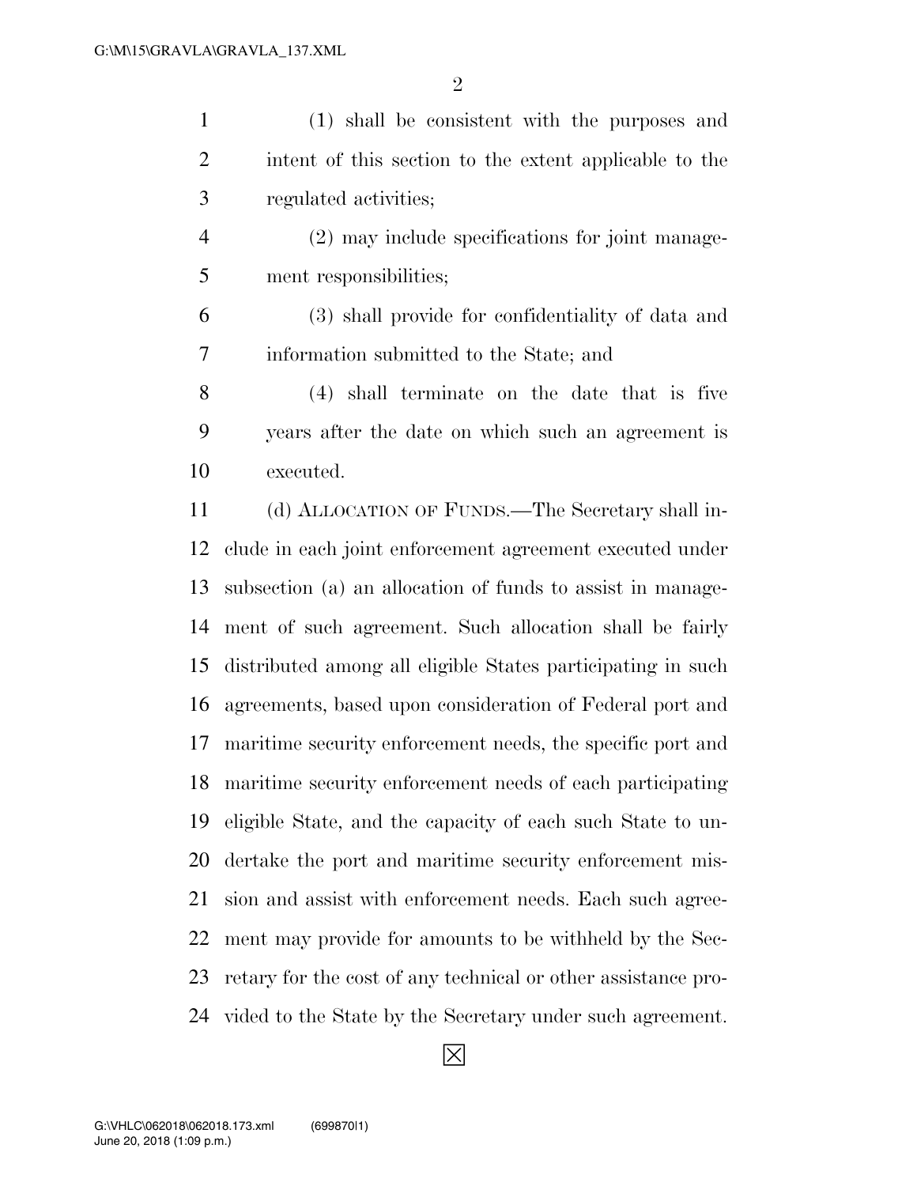(1) shall be consistent with the purposes and intent of this section to the extent applicable to the regulated activities;

(2) may include specifications for joint management responsibilities;

(3) shall provide for confidentiality of data and information submitted to the State; and

(4) shall terminate on the date that is five years after the date on which such an agreement is executed.

(d) ALLOCATION OF FUNDS.—The Secretary shall include in each joint enforcement agreement executed under subsection (a) an allocation of funds to assist in management of such agreement. Such allocation shall be fairly distributed among all eligible States participating in such agreements, based upon consideration of Federal port and maritime security enforcement needs, the specific port and maritime security enforcement needs of each participating eligible State, and the capacity of each such State to undertake the port and maritime security enforcement mission and assist with enforcement needs. Each such agreement may provide for amounts to be withheld by the Secretary for the cost of any technical or other assistance provided to the State by the Secretary under such agreement.

☒